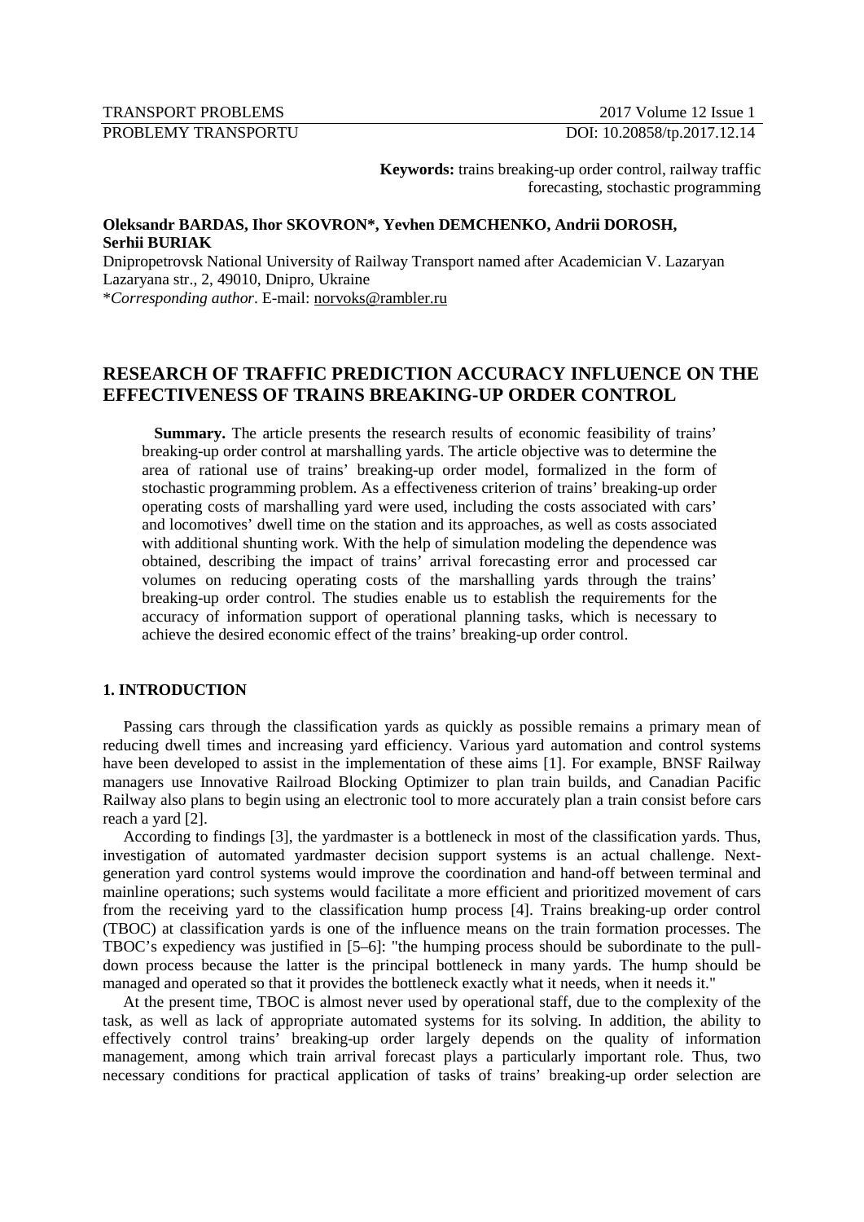**Keywords:** trains breaking-up order control, railway traffic forecasting, stochastic programming

**Oleksandr BARDAS, Ihor SKOVRON\*, Yevhen DEMCHENKO, Andrii DOROSH, Serhii BURIAK**

Dnipropetrovsk National University of Railway Transport named after Academician V. Lazaryan
Lazaryana str., 2, 49010, Dnipro, Ukraine
\**Corresponding author*. E-mail: norvoks@rambler.ru

# RESEARCH OF TRAFFIC PREDICTION ACCURACY INFLUENCE ON THE EFFECTIVENESS OF TRAINS BREAKING-UP ORDER CONTROL

**Summary.** The article presents the research results of economic feasibility of trains' breaking-up order control at marshalling yards. The article objective was to determine the area of rational use of trains' breaking-up order model, formalized in the form of stochastic programming problem. As a effectiveness criterion of trains' breaking-up order operating costs of marshalling yard were used, including the costs associated with cars' and locomotives' dwell time on the station and its approaches, as well as costs associated with additional shunting work. With the help of simulation modeling the dependence was obtained, describing the impact of trains' arrival forecasting error and processed car volumes on reducing operating costs of the marshalling yards through the trains' breaking-up order control. The studies enable us to establish the requirements for the accuracy of information support of operational planning tasks, which is necessary to achieve the desired economic effect of the trains' breaking-up order control.

## 1. INTRODUCTION

Passing cars through the classification yards as quickly as possible remains a primary mean of reducing dwell times and increasing yard efficiency. Various yard automation and control systems have been developed to assist in the implementation of these aims [1]. For example, BNSF Railway managers use Innovative Railroad Blocking Optimizer to plan train builds, and Canadian Pacific Railway also plans to begin using an electronic tool to more accurately plan a train consist before cars reach a yard [2].

According to findings [3], the yardmaster is a bottleneck in most of the classification yards. Thus, investigation of automated yardmaster decision support systems is an actual challenge. Next-generation yard control systems would improve the coordination and hand-off between terminal and mainline operations; such systems would facilitate a more efficient and prioritized movement of cars from the receiving yard to the classification hump process [4]. Trains breaking-up order control (TBOC) at classification yards is one of the influence means on the train formation processes. The TBOC's expediency was justified in [5–6]: "the humping process should be subordinate to the pull-down process because the latter is the principal bottleneck in many yards. The hump should be managed and operated so that it provides the bottleneck exactly what it needs, when it needs it."

At the present time, TBOC is almost never used by operational staff, due to the complexity of the task, as well as lack of appropriate automated systems for its solving. In addition, the ability to effectively control trains' breaking-up order largely depends on the quality of information management, among which train arrival forecast plays a particularly important role. Thus, two necessary conditions for practical application of tasks of trains' breaking-up order selection are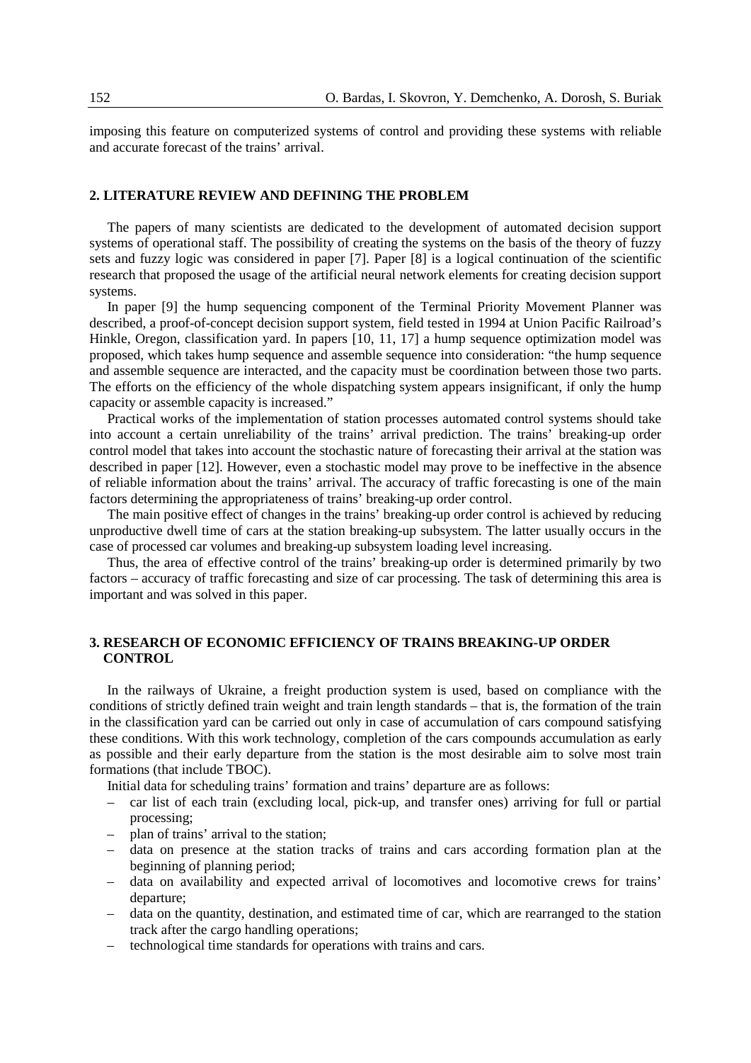imposing this feature on computerized systems of control and providing these systems with reliable and accurate forecast of the trains' arrival.

## 2. LITERATURE REVIEW AND DEFINING THE PROBLEM

The papers of many scientists are dedicated to the development of automated decision support systems of operational staff. The possibility of creating the systems on the basis of the theory of fuzzy sets and fuzzy logic was considered in paper [7]. Paper [8] is a logical continuation of the scientific research that proposed the usage of the artificial neural network elements for creating decision support systems.

In paper [9] the hump sequencing component of the Terminal Priority Movement Planner was described, a proof-of-concept decision support system, field tested in 1994 at Union Pacific Railroad's Hinkle, Oregon, classification yard. In papers [10, 11, 17] a hump sequence optimization model was proposed, which takes hump sequence and assemble sequence into consideration: "the hump sequence and assemble sequence are interacted, and the capacity must be coordination between those two parts. The efforts on the efficiency of the whole dispatching system appears insignificant, if only the hump capacity or assemble capacity is increased."

Practical works of the implementation of station processes automated control systems should take into account a certain unreliability of the trains' arrival prediction. The trains' breaking-up order control model that takes into account the stochastic nature of forecasting their arrival at the station was described in paper [12]. However, even a stochastic model may prove to be ineffective in the absence of reliable information about the trains' arrival. The accuracy of traffic forecasting is one of the main factors determining the appropriateness of trains' breaking-up order control.

The main positive effect of changes in the trains' breaking-up order control is achieved by reducing unproductive dwell time of cars at the station breaking-up subsystem. The latter usually occurs in the case of processed car volumes and breaking-up subsystem loading level increasing.

Thus, the area of effective control of the trains' breaking-up order is determined primarily by two factors – accuracy of traffic forecasting and size of car processing. The task of determining this area is important and was solved in this paper.

## 3. RESEARCH OF ECONOMIC EFFICIENCY OF TRAINS BREAKING-UP ORDER CONTROL

In the railways of Ukraine, a freight production system is used, based on compliance with the conditions of strictly defined train weight and train length standards – that is, the formation of the train in the classification yard can be carried out only in case of accumulation of cars compound satisfying these conditions. With this work technology, completion of the cars compounds accumulation as early as possible and their early departure from the station is the most desirable aim to solve most train formations (that include TBOC).

Initial data for scheduling trains' formation and trains' departure are as follows:

- car list of each train (excluding local, pick-up, and transfer ones) arriving for full or partial processing;
- plan of trains' arrival to the station;
- data on presence at the station tracks of trains and cars according formation plan at the beginning of planning period;
- data on availability and expected arrival of locomotives and locomotive crews for trains' departure;
- data on the quantity, destination, and estimated time of car, which are rearranged to the station track after the cargo handling operations;
- technological time standards for operations with trains and cars.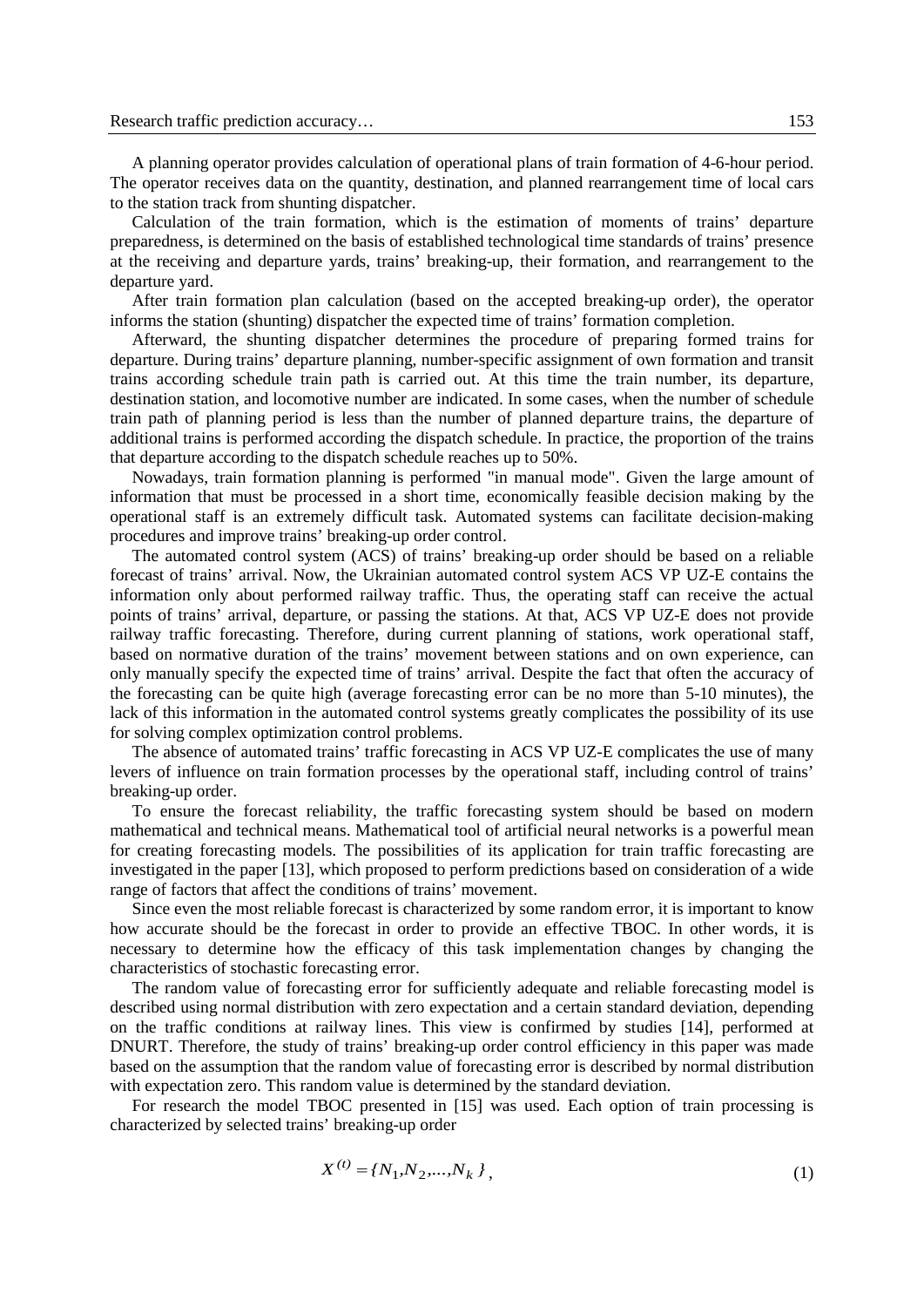A planning operator provides calculation of operational plans of train formation of 4-6-hour period. The operator receives data on the quantity, destination, and planned rearrangement time of local cars to the station track from shunting dispatcher.

Calculation of the train formation, which is the estimation of moments of trains' departure preparedness, is determined on the basis of established technological time standards of trains' presence at the receiving and departure yards, trains' breaking-up, their formation, and rearrangement to the departure yard.

After train formation plan calculation (based on the accepted breaking-up order), the operator informs the station (shunting) dispatcher the expected time of trains' formation completion.

Afterward, the shunting dispatcher determines the procedure of preparing formed trains for departure. During trains' departure planning, number-specific assignment of own formation and transit trains according schedule train path is carried out. At this time the train number, its departure, destination station, and locomotive number are indicated. In some cases, when the number of schedule train path of planning period is less than the number of planned departure trains, the departure of additional trains is performed according the dispatch schedule. In practice, the proportion of the trains that departure according to the dispatch schedule reaches up to 50%.

Nowadays, train formation planning is performed "in manual mode". Given the large amount of information that must be processed in a short time, economically feasible decision making by the operational staff is an extremely difficult task. Automated systems can facilitate decision-making procedures and improve trains' breaking-up order control.

The automated control system (ACS) of trains' breaking-up order should be based on a reliable forecast of trains' arrival. Now, the Ukrainian automated control system ACS VP UZ-E contains the information only about performed railway traffic. Thus, the operating staff can receive the actual points of trains' arrival, departure, or passing the stations. At that, ACS VP UZ-E does not provide railway traffic forecasting. Therefore, during current planning of stations, work operational staff, based on normative duration of the trains' movement between stations and on own experience, can only manually specify the expected time of trains' arrival. Despite the fact that often the accuracy of the forecasting can be quite high (average forecasting error can be no more than 5-10 minutes), the lack of this information in the automated control systems greatly complicates the possibility of its use for solving complex optimization control problems.

The absence of automated trains' traffic forecasting in ACS VP UZ-E complicates the use of many levers of influence on train formation processes by the operational staff, including control of trains' breaking-up order.

To ensure the forecast reliability, the traffic forecasting system should be based on modern mathematical and technical means. Mathematical tool of artificial neural networks is a powerful mean for creating forecasting models. The possibilities of its application for train traffic forecasting are investigated in the paper [13], which proposed to perform predictions based on consideration of a wide range of factors that affect the conditions of trains' movement.

Since even the most reliable forecast is characterized by some random error, it is important to know how accurate should be the forecast in order to provide an effective TBOC. In other words, it is necessary to determine how the efficacy of this task implementation changes by changing the characteristics of stochastic forecasting error.

The random value of forecasting error for sufficiently adequate and reliable forecasting model is described using normal distribution with zero expectation and a certain standard deviation, depending on the traffic conditions at railway lines. This view is confirmed by studies [14], performed at DNURT. Therefore, the study of trains' breaking-up order control efficiency in this paper was made based on the assumption that the random value of forecasting error is described by normal distribution with expectation zero. This random value is determined by the standard deviation.

For research the model TBOC presented in [15] was used. Each option of train processing is characterized by selected trains' breaking-up order

$$X^{(t)} = \{N_1, N_2, ..., N_k\}, \tag{1}$$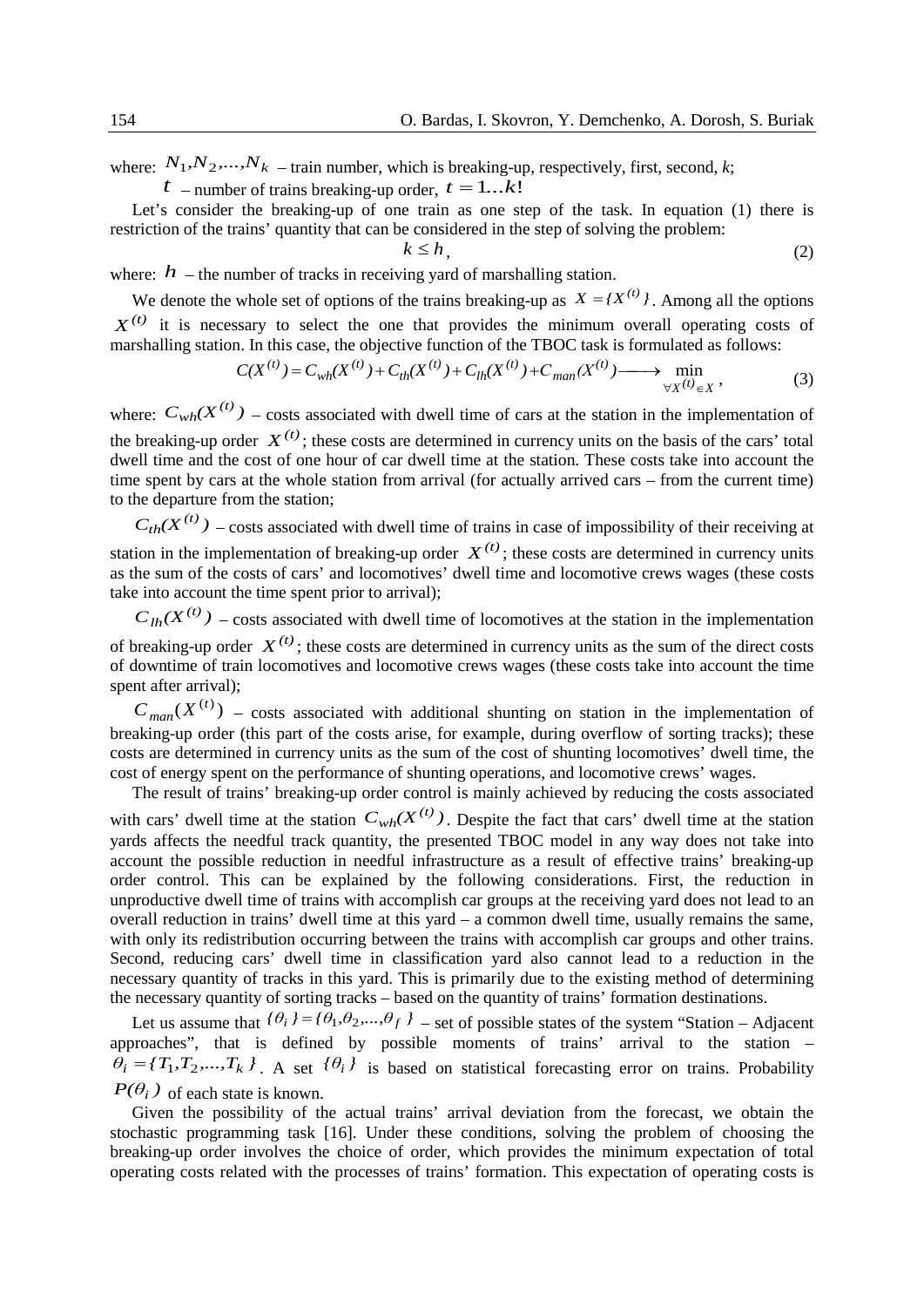where: $N_1, N_2, \ldots, N_k$ – train number, which is breaking-up, respectively, first, second, *k*;

$t$ – number of trains breaking-up order, $t = 1 \ldots k!$

Let's consider the breaking-up of one train as one step of the task. In equation (1) there is restriction of the trains' quantity that can be considered in the step of solving the problem:

$$k \leq h, \tag{2}$$

where: $h$ – the number of tracks in receiving yard of marshalling station.

We denote the whole set of options of the trains breaking-up as $X = \{X^{(t)}\}$. Among all the options $X^{(t)}$ it is necessary to select the one that provides the minimum overall operating costs of marshalling station. In this case, the objective function of the TBOC task is formulated as follows:

$$C(X^{(t)}) = C_{wh}(X^{(t)}) + C_{th}(X^{(t)}) + C_{lh}(X^{(t)}) + C_{man}(X^{(t)}) \longrightarrow \min_{\forall X^{(t)} \in X}, \tag{3}$$

where: $C_{wh}(X^{(t)})$ – costs associated with dwell time of cars at the station in the implementation of the breaking-up order $X^{(t)}$; these costs are determined in currency units on the basis of the cars' total dwell time and the cost of one hour of car dwell time at the station. These costs take into account the time spent by cars at the whole station from arrival (for actually arrived cars – from the current time) to the departure from the station;

$C_{th}(X^{(t)})$ – costs associated with dwell time of trains in case of impossibility of their receiving at station in the implementation of breaking-up order $X^{(t)}$; these costs are determined in currency units as the sum of the costs of cars' and locomotives' dwell time and locomotive crews wages (these costs take into account the time spent prior to arrival);

$C_{lh}(X^{(t)})$ – costs associated with dwell time of locomotives at the station in the implementation of breaking-up order $X^{(t)}$; these costs are determined in currency units as the sum of the direct costs of downtime of train locomotives and locomotive crews wages (these costs take into account the time spent after arrival);

$C_{man}(X^{(t)})$ – costs associated with additional shunting on station in the implementation of breaking-up order (this part of the costs arise, for example, during overflow of sorting tracks); these costs are determined in currency units as the sum of the cost of shunting locomotives' dwell time, the cost of energy spent on the performance of shunting operations, and locomotive crews' wages.

The result of trains' breaking-up order control is mainly achieved by reducing the costs associated with cars' dwell time at the station $C_{wh}(X^{(t)})$. Despite the fact that cars' dwell time at the station yards affects the needful track quantity, the presented TBOC model in any way does not take into account the possible reduction in needful infrastructure as a result of effective trains' breaking-up order control. This can be explained by the following considerations. First, the reduction in unproductive dwell time of trains with accomplish car groups at the receiving yard does not lead to an overall reduction in trains' dwell time at this yard – a common dwell time, usually remains the same, with only its redistribution occurring between the trains with accomplish car groups and other trains. Second, reducing cars' dwell time in classification yard also cannot lead to a reduction in the necessary quantity of tracks in this yard. This is primarily due to the existing method of determining the necessary quantity of sorting tracks – based on the quantity of trains' formation destinations.

Let us assume that $\{\theta_i\} = \{\theta_1, \theta_2, \ldots, \theta_f\}$ – set of possible states of the system "Station – Adjacent approaches", that is defined by possible moments of trains' arrival to the station – $\theta_i = \{T_1, T_2, \ldots, T_k\}$. A set $\{\theta_i\}$ is based on statistical forecasting error on trains. Probability $P(\theta_i)$ of each state is known.

Given the possibility of the actual trains' arrival deviation from the forecast, we obtain the stochastic programming task [16]. Under these conditions, solving the problem of choosing the breaking-up order involves the choice of order, which provides the minimum expectation of total operating costs related with the processes of trains' formation. This expectation of operating costs is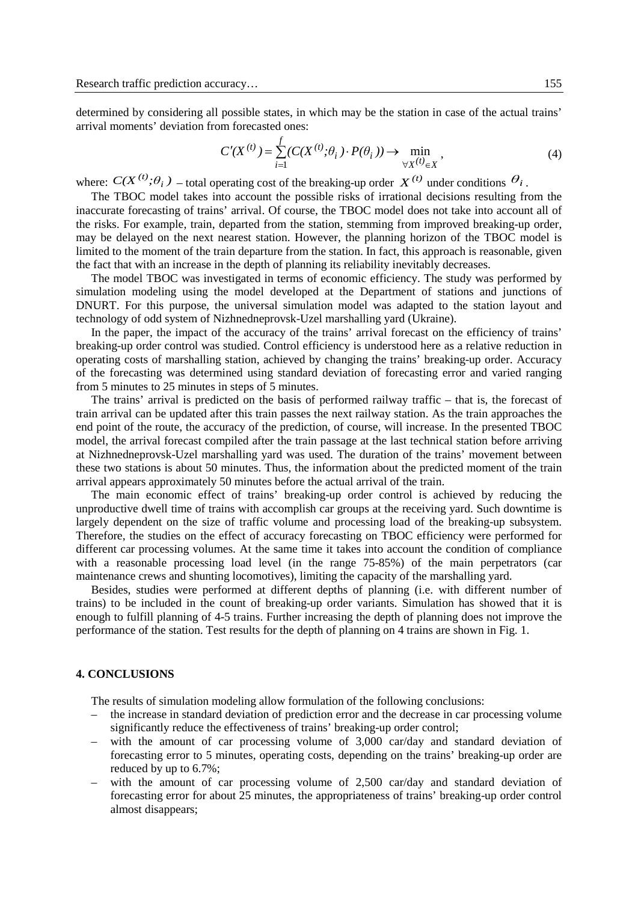determined by considering all possible states, in which may be the station in case of the actual trains' arrival moments' deviation from forecasted ones:

$$C'(X^{(t)}) = \sum_{i=1}^{f} (C(X^{(t)};\theta_i) \cdot P(\theta_i)) \rightarrow \min_{\forall X^{(t)} \in X}, \tag{4}$$

where: $C(X^{(t)};\theta_i)$ – total operating cost of the breaking-up order $X^{(t)}$ under conditions $\theta_i$.

The TBOC model takes into account the possible risks of irrational decisions resulting from the inaccurate forecasting of trains' arrival. Of course, the TBOC model does not take into account all of the risks. For example, train, departed from the station, stemming from improved breaking-up order, may be delayed on the next nearest station. However, the planning horizon of the TBOC model is limited to the moment of the train departure from the station. In fact, this approach is reasonable, given the fact that with an increase in the depth of planning its reliability inevitably decreases.

The model TBOC was investigated in terms of economic efficiency. The study was performed by simulation modeling using the model developed at the Department of stations and junctions of DNURT. For this purpose, the universal simulation model was adapted to the station layout and technology of odd system of Nizhnedneprovsk-Uzel marshalling yard (Ukraine).

In the paper, the impact of the accuracy of the trains' arrival forecast on the efficiency of trains' breaking-up order control was studied. Control efficiency is understood here as a relative reduction in operating costs of marshalling station, achieved by changing the trains' breaking-up order. Accuracy of the forecasting was determined using standard deviation of forecasting error and varied ranging from 5 minutes to 25 minutes in steps of 5 minutes.

The trains' arrival is predicted on the basis of performed railway traffic – that is, the forecast of train arrival can be updated after this train passes the next railway station. As the train approaches the end point of the route, the accuracy of the prediction, of course, will increase. In the presented TBOC model, the arrival forecast compiled after the train passage at the last technical station before arriving at Nizhnedneprovsk-Uzel marshalling yard was used. The duration of the trains' movement between these two stations is about 50 minutes. Thus, the information about the predicted moment of the train arrival appears approximately 50 minutes before the actual arrival of the train.

The main economic effect of trains' breaking-up order control is achieved by reducing the unproductive dwell time of trains with accomplish car groups at the receiving yard. Such downtime is largely dependent on the size of traffic volume and processing load of the breaking-up subsystem. Therefore, the studies on the effect of accuracy forecasting on TBOC efficiency were performed for different car processing volumes. At the same time it takes into account the condition of compliance with a reasonable processing load level (in the range 75-85%) of the main perpetrators (car maintenance crews and shunting locomotives), limiting the capacity of the marshalling yard.

Besides, studies were performed at different depths of planning (i.e. with different number of trains) to be included in the count of breaking-up order variants. Simulation has showed that it is enough to fulfill planning of 4-5 trains. Further increasing the depth of planning does not improve the performance of the station. Test results for the depth of planning on 4 trains are shown in Fig. 1.

## 4. CONCLUSIONS

The results of simulation modeling allow formulation of the following conclusions:

- the increase in standard deviation of prediction error and the decrease in car processing volume significantly reduce the effectiveness of trains' breaking-up order control;
- with the amount of car processing volume of 3,000 car/day and standard deviation of forecasting error to 5 minutes, operating costs, depending on the trains' breaking-up order are reduced by up to 6.7%;
- with the amount of car processing volume of 2,500 car/day and standard deviation of forecasting error for about 25 minutes, the appropriateness of trains' breaking-up order control almost disappears;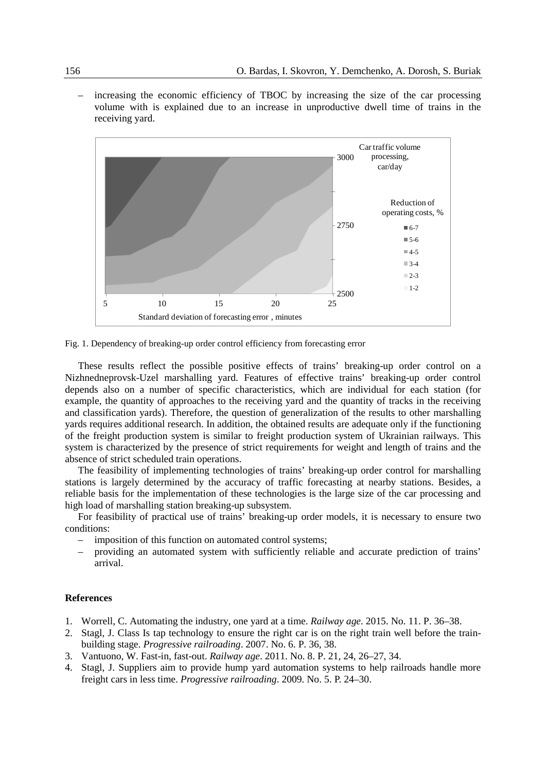– increasing the economic efficiency of TBOC by increasing the size of the car processing volume with is explained due to an increase in unproductive dwell time of trains in the receiving yard.

Fig. 1. Dependency of breaking-up order control efficiency from forecasting error

These results reflect the possible positive effects of trains' breaking-up order control on a Nizhnedneprovsk-Uzel marshalling yard. Features of effective trains' breaking-up order control depends also on a number of specific characteristics, which are individual for each station (for example, the quantity of approaches to the receiving yard and the quantity of tracks in the receiving and classification yards). Therefore, the question of generalization of the results to other marshalling yards requires additional research. In addition, the obtained results are adequate only if the functioning of the freight production system is similar to freight production system of Ukrainian railways. This system is characterized by the presence of strict requirements for weight and length of trains and the absence of strict scheduled train operations.

The feasibility of implementing technologies of trains' breaking-up order control for marshalling stations is largely determined by the accuracy of traffic forecasting at nearby stations. Besides, a reliable basis for the implementation of these technologies is the large size of the car processing and high load of marshalling station breaking-up subsystem.

For feasibility of practical use of trains' breaking-up order models, it is necessary to ensure two conditions:

– imposition of this function on automated control systems;
– providing an automated system with sufficiently reliable and accurate prediction of trains' arrival.

## References

1. Worrell, C. Automating the industry, one yard at a time. *Railway age*. 2015. No. 11. P. 36–38.
2. Stagl, J. Class Is tap technology to ensure the right car is on the right train well before the train-building stage. *Progressive railroading*. 2007. No. 6. P. 36, 38.
3. Vantuono, W. Fast-in, fast-out. *Railway age*. 2011. No. 8. P. 21, 24, 26–27, 34.
4. Stagl, J. Suppliers aim to provide hump yard automation systems to help railroads handle more freight cars in less time. *Progressive railroading*. 2009. No. 5. P. 24–30.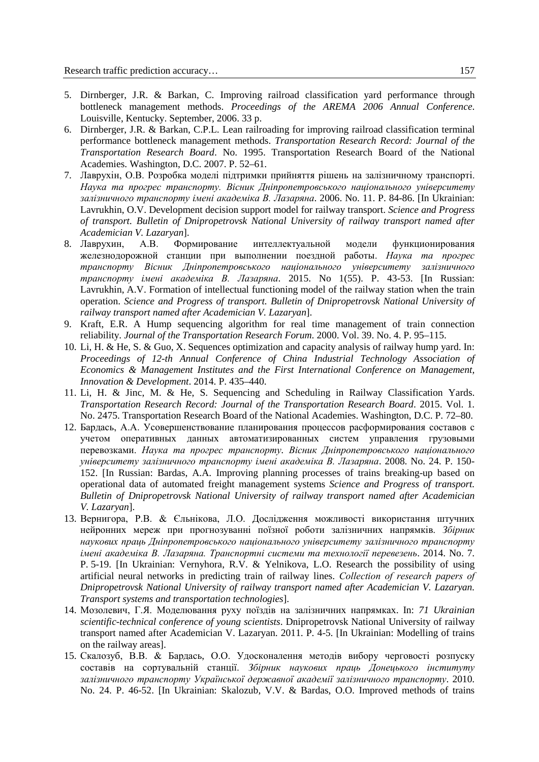5. Dirnberger, J.R. & Barkan, C. Improving railroad classification yard performance through bottleneck management methods. *Proceedings of the AREMA 2006 Annual Conference*. Louisville, Kentucky. September, 2006. 33 p.
6. Dirnberger, J.R. & Barkan, C.P.L. Lean railroading for improving railroad classification terminal performance bottleneck management methods. *Transportation Research Record: Journal of the Transportation Research Board*. No. 1995. Transportation Research Board of the National Academies. Washington, D.C. 2007. P. 52–61.
7. Лаврухін, О.В. Розробка моделі підтримки прийняття рішень на залізничному транспорті. *Наука та прогрес транспорту. Вісник Дніпропетровського національного університету залізничного транспорту імені академіка В. Лазаряна*. 2006. No. 11. P. 84-86. [In Ukrainian: Lavrukhin, O.V. Development decision support model for railway transport. *Science and Progress of transport. Bulletin of Dnipropetrovsk National University of railway transport named after Academician V. Lazaryan*].
8. Лаврухин, А.В. Формирование интеллектуальной модели функционирования железнодорожной станции при выполнении поездной работы. *Наука та прогрес транспорту Вісник Дніпропетровського національного університету залізничного транспорту імені академіка В. Лазаряна*. 2015. No 1(55). P. 43-53. [In Russian: Lavrukhin, A.V. Formation of intellectual functioning model of the railway station when the train operation. *Science and Progress of transport. Bulletin of Dnipropetrovsk National University of railway transport named after Academician V. Lazaryan*].
9. Kraft, E.R. A Hump sequencing algorithm for real time management of train connection reliability. *Journal of the Transportation Research Forum*. 2000. Vol. 39. No. 4. P. 95–115.
10. Li, H. & He, S. & Guo, X. Sequences optimization and capacity analysis of railway hump yard. In: *Proceedings of 12-th Annual Conference of China Industrial Technology Association of Economics & Management Institutes and the First International Conference on Management, Innovation & Development*. 2014. P. 435–440.
11. Li, H. & Jinc, M. & He, S. Sequencing and Scheduling in Railway Classification Yards. *Transportation Research Record: Journal of the Transportation Research Board*. 2015. Vol. 1. No. 2475. Transportation Research Board of the National Academies. Washington, D.C. P. 72–80.
12. Бардась, А.А. Усовершенствование планирования процессов расформирования составов с учетом оперативных данных автоматизированных систем управления грузовыми перевозками. *Наука та прогрес транспорту. Вісник Дніпропетровського національного університету залізничного транспорту імені академіка В. Лазаряна*. 2008. No. 24. P. 150-152. [In Russian: Bardas, A.A. Improving planning processes of trains breaking-up based on operational data of automated freight management systems *Science and Progress of transport. Bulletin of Dnipropetrovsk National University of railway transport named after Academician V. Lazaryan*].
13. Вернигора, Р.В. & Єльнікова, Л.О. Дослідження можливості використання штучних нейронних мереж при прогнозуванні поїзної роботи залізничних напрямків. *Збірник наукових праць Дніпропетровського національного університету залізничного транспорту імені академіка В. Лазаряна. Транспортні системи та технології перевезень*. 2014. No. 7. P. 5-19. [In Ukrainian: Vernyhora, R.V. & Yelnikova, L.O. Research the possibility of using artificial neural networks in predicting train of railway lines. *Collection of research papers of Dnipropetrovsk National University of railway transport named after Academician V. Lazaryan. Transport systems and transportation technologies*].
14. Мозолевич, Г.Я. Моделювання руху поїздів на залізничних напрямках. In: *71 Ukrainian scientific-technical conference of young scientists*. Dnipropetrovsk National University of railway transport named after Academician V. Lazaryan. 2011. P. 4-5. [In Ukrainian: Modelling of trains on the railway areas].
15. Скалозуб, В.В. & Бардась, О.О. Удосконалення методів вибору черговості розпуску составів на сортувальній станції. *Збірник наукових праць Донецького інституту залізничного транспорту Української державної академії залізничного транспорту*. 2010. No. 24. P. 46-52. [In Ukrainian: Skalozub, V.V. & Bardas, O.O. Improved methods of trains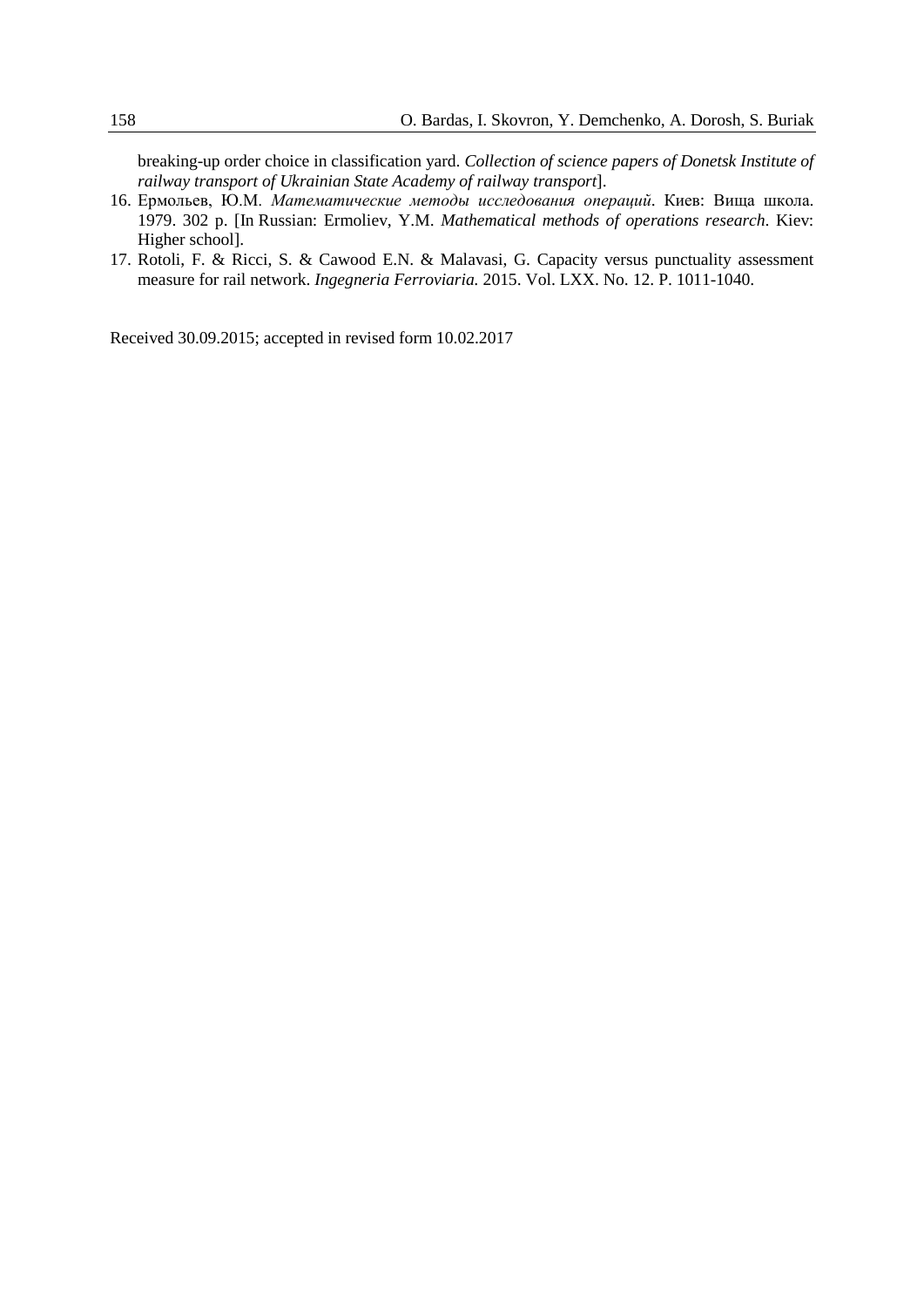breaking-up order choice in classification yard. *Collection of science papers of Donetsk Institute of railway transport of Ukrainian State Academy of railway transport*].

16. Ермольев, Ю.М. *Математические методы исследования операций*. Киев: Вища школа. 1979. 302 p. [In Russian: Ermoliev, Y.M. *Mathematical methods of operations research*. Kiev: Higher school].
17. Rotoli, F. & Ricci, S. & Cawood E.N. & Malavasi, G. Capacity versus punctuality assessment measure for rail network. *Ingegneria Ferroviaria*. 2015. Vol. LXX. No. 12. P. 1011-1040.

Received 30.09.2015; accepted in revised form 10.02.2017